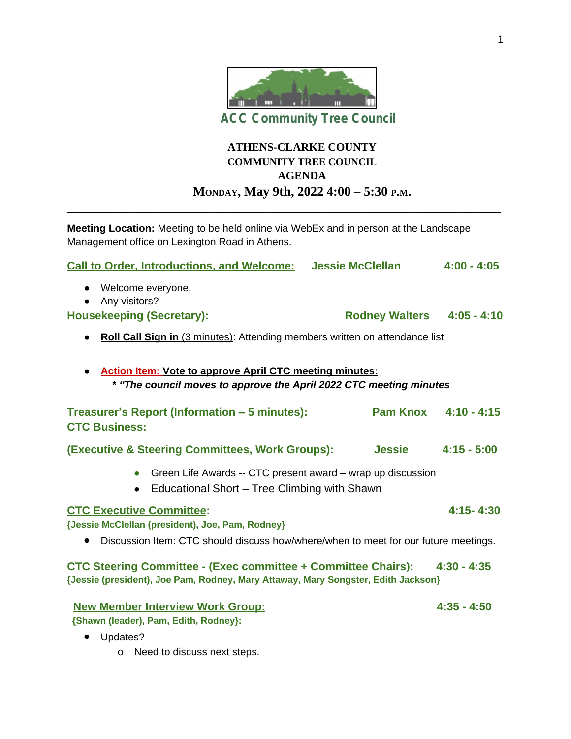ACC Community Tree Council

# ATHENS-CLARKE COUNTY
## COMMUNITY TREE COUNCIL
## AGENDA
## MONDAY, May 9th, 2022 4:00 – 5:30 P.M.

---

**Meeting Location:** Meeting to be held online via WebEx and in person at the Landscape Management office on Lexington Road in Athens.

**Call to Order, Introductions, and Welcome:** **Jessie McClellan** **4:00 - 4:05**

- Welcome everyone.
- Any visitors?

**Housekeeping (Secretary):** **Rodney Walters** **4:05 - 4:10**

- **Roll Call Sign in** (3 minutes): Attending members written on attendance list

- **Action Item:** **Vote to approve April CTC meeting minutes:**
  - ***"The council moves to approve the April 2022 CTC meeting minutes***

**Treasurer's Report (Information – 5 minutes):** **Pam Knox** **4:10 - 4:15**

**CTC Business:**

**(Executive & Steering Committees, Work Groups):** **Jessie** **4:15 - 5:00**

- Green Life Awards -- CTC present award – wrap up discussion
- Educational Short – Tree Climbing with Shawn

**CTC Executive Committee:** **4:15- 4:30**
**{Jessie McClellan (president), Joe, Pam, Rodney}**

- Discussion Item: CTC should discuss how/where/when to meet for our future meetings.

**CTC Steering Committee - (Exec committee + Committee Chairs):** **4:30 - 4:35**
**{Jessie (president), Joe Pam, Rodney, Mary Attaway, Mary Songster, Edith Jackson}**

**New Member Interview Work Group:** **4:35 - 4:50**
**{Shawn (leader), Pam, Edith, Rodney}:**

- Updates?
  - Need to discuss next steps.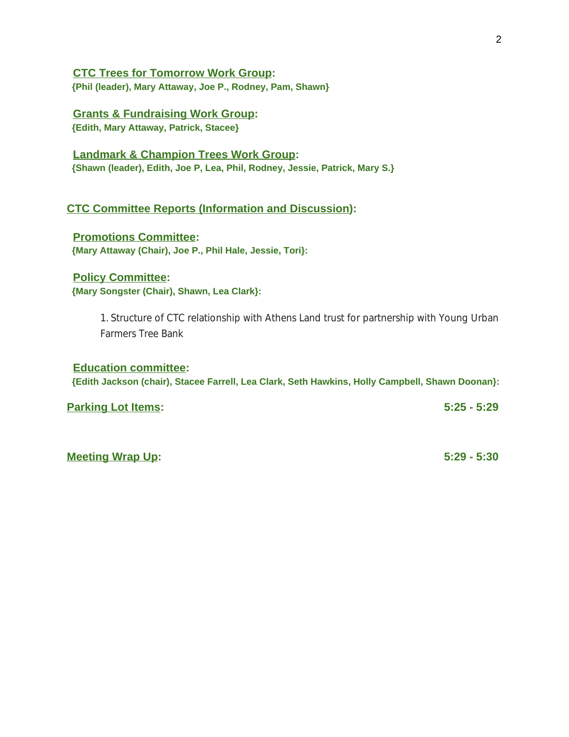### CTC Trees for Tomorrow Work Group:
**{Phil (leader), Mary Attaway, Joe P., Rodney, Pam, Shawn}**

### Grants & Fundraising Work Group:
**{Edith, Mary Attaway, Patrick, Stacee}**

### Landmark & Champion Trees Work Group:
**{Shawn (leader), Edith, Joe P, Lea, Phil, Rodney, Jessie, Patrick, Mary S.}**

## CTC Committee Reports (Information and Discussion):

### Promotions Committee:
**{Mary Attaway (Chair), Joe P., Phil Hale, Jessie, Tori}:**

### Policy Committee:
**{Mary Songster (Chair), Shawn, Lea Clark}:**

1. Structure of CTC relationship with Athens Land trust for partnership with Young Urban Farmers Tree Bank

### Education committee:
**{Edith Jackson (chair), Stacee Farrell, Lea Clark, Seth Hawkins, Holly Campbell, Shawn Doonan}:**

## Parking Lot Items: 5:25 - 5:29

## Meeting Wrap Up: 5:29 - 5:30